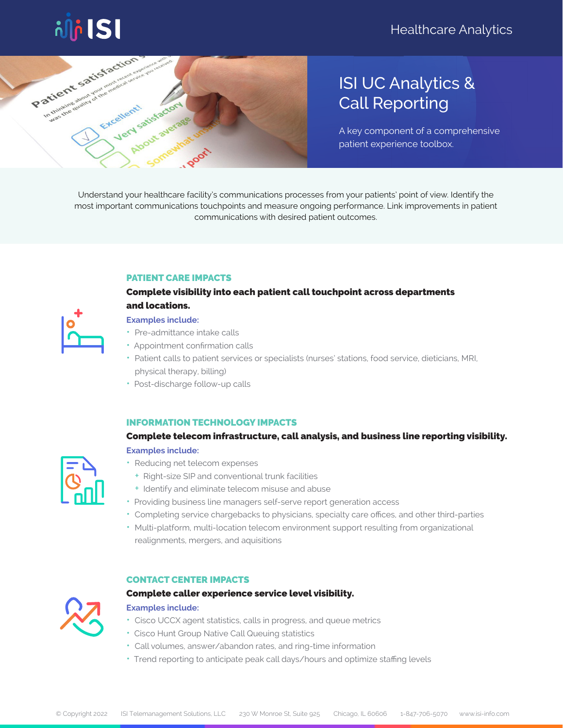ISI

Healthcare Analytics

# ISI UC Analytics & Call Reporting

A key component of a comprehensive patient experience toolbox.

Understand your healthcare facility's communications processes from your patients' point of view. Identify the most important communications touchpoints and measure ongoing performance. Link improvements in patient communications with desired patient outcomes.

## PATIENT CARE IMPACTS

**Complete visibility into each patient call touchpoint across departments and locations.**

Examples include:

- Pre-admittance intake calls
- Appointment confirmation calls
- Patient calls to patient services or specialists (nurses' stations, food service, dieticians, MRI, physical therapy, billing)
- Post-discharge follow-up calls

## INFORMATION TECHNOLOGY IMPACTS

**Complete telecom infrastructure, call analysis, and business line reporting visibility.**

Examples include:

- Reducing net telecom expenses
  - Right-size SIP and conventional trunk facilities
  - Identify and eliminate telecom misuse and abuse
- Providing business line managers self-serve report generation access
- Completing service chargebacks to physicians, specialty care offices, and other third-parties
- Multi-platform, multi-location telecom environment support resulting from organizational realignments, mergers, and aquisitions

## CONTACT CENTER IMPACTS

**Complete caller experience service level visibility.**

Examples include:

- Cisco UCCX agent statistics, calls in progress, and queue metrics
- Cisco Hunt Group Native Call Queuing statistics
- Call volumes, answer/abandon rates, and ring-time information
- Trend reporting to anticipate peak call days/hours and optimize staffing levels

© Copyright 2022 ISI Telemanagement Solutions, LLC 230 W Monroe St, Suite 925 Chicago, IL 60606 1-847-706-5070 www.isi-info.com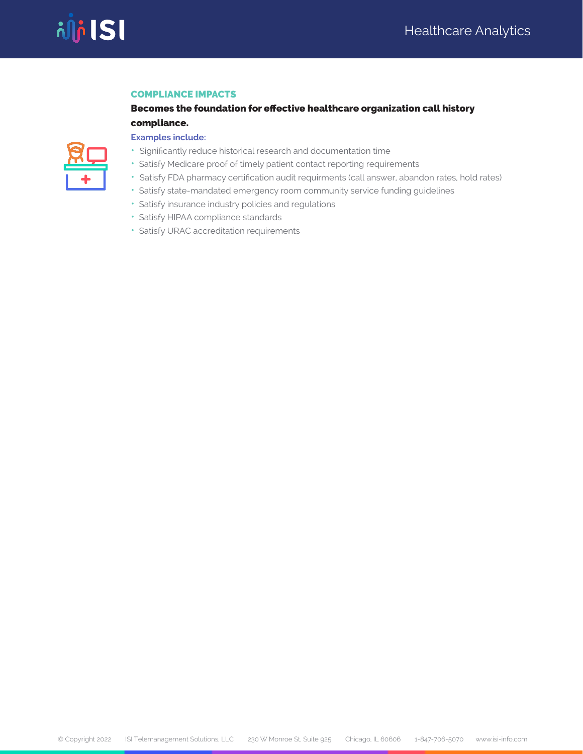## COMPLIANCE IMPACTS

**Becomes the foundation for effective healthcare organization call history compliance.**

**Examples include:**

- Significantly reduce historical research and documentation time
- Satisfy Medicare proof of timely patient contact reporting requirements
- Satisfy FDA pharmacy certification audit requirments (call answer, abandon rates, hold rates)
- Satisfy state-mandated emergency room community service funding guidelines
- Satisfy insurance industry policies and regulations
- Satisfy HIPAA compliance standards
- Satisfy URAC accreditation requirements